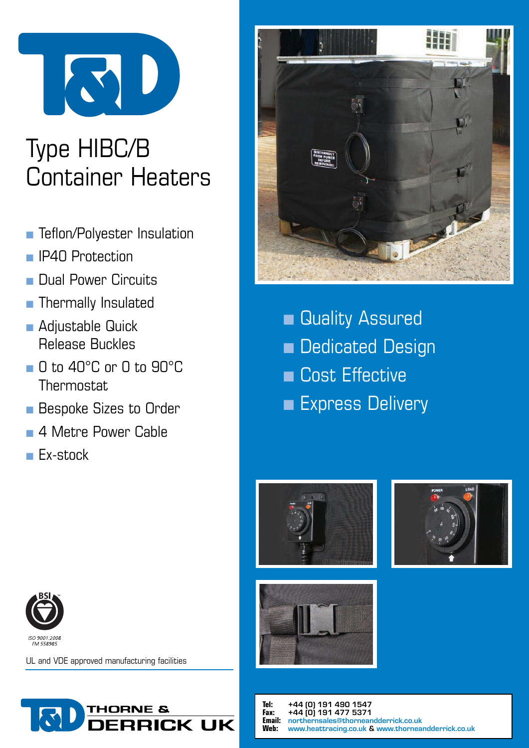# Type HIBC/B Container Heaters

- Teflon/Polyester Insulation
- IP40 Protection
- Dual Power Circuits
- Thermally Insulated
- Adjustable Quick Release Buckles
- 0 to 40°C or 0 to 90°C Thermostat
- Bespoke Sizes to Order
- 4 Metre Power Cable
- Ex-stock

- Quality Assured
- Dedicated Design
- Cost Effective
- Express Delivery

ISO 9001:2008
FM 558985

UL and VDE approved manufacturing facilities

THORNE & DERRICK UK

**Tel:** +44 (0) 191 490 1547
**Fax:** +44 (0) 191 477 5371
**Email:** northernsales@thorneandderrick.co.uk
**Web:** www.heattracing.co.uk & www.thorneandderrick.co.uk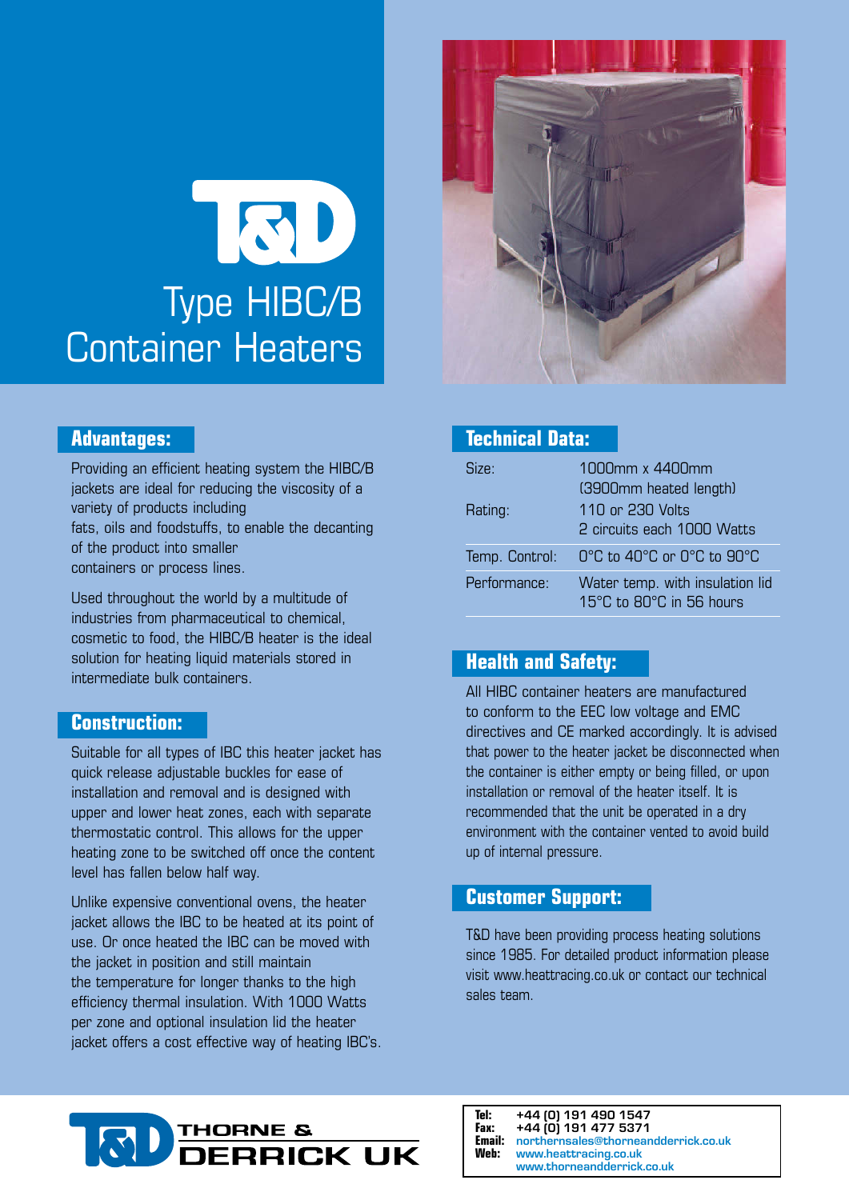# T&D Type HIBC/B Container Heaters

## Advantages:

Providing an efficient heating system the HIBC/B jackets are ideal for reducing the viscosity of a variety of products including fats, oils and foodstuffs, to enable the decanting of the product into smaller containers or process lines.

Used throughout the world by a multitude of industries from pharmaceutical to chemical, cosmetic to food, the HIBC/B heater is the ideal solution for heating liquid materials stored in intermediate bulk containers.

## Construction:

Suitable for all types of IBC this heater jacket has quick release adjustable buckles for ease of installation and removal and is designed with upper and lower heat zones, each with separate thermostatic control. This allows for the upper heating zone to be switched off once the content level has fallen below half way.

Unlike expensive conventional ovens, the heater jacket allows the IBC to be heated at its point of use. Or once heated the IBC can be moved with the jacket in position and still maintain the temperature for longer thanks to the high efficiency thermal insulation. With 1000 Watts per zone and optional insulation lid the heater jacket offers a cost effective way of heating IBC's.

## Technical Data:

| | |
|---|---|
| Size: | 1000mm x 4400mm (3900mm heated length) |
| Rating: | 110 or 230 Volts<br>2 circuits each 1000 Watts |
| Temp. Control: | 0°C to 40°C or 0°C to 90°C |
| Performance: | Water temp. with insulation lid 15°C to 80°C in 56 hours |

## Health and Safety:

All HIBC container heaters are manufactured to conform to the EEC low voltage and EMC directives and CE marked accordingly. It is advised that power to the heater jacket be disconnected when the container is either empty or being filled, or upon installation or removal of the heater itself. It is recommended that the unit be operated in a dry environment with the container vented to avoid build up of internal pressure.

## Customer Support:

T&D have been providing process heating solutions since 1985. For detailed product information please visit www.heattracing.co.uk or contact our technical sales team.

T&D THORNE & DERRICK UK

**Tel:** +44 (0) 191 490 1547
**Fax:** +44 (0) 191 477 5371
**Email:** northernsales@thorneandderrick.co.uk
**Web:** www.heattracing.co.uk
www.thorneandderrick.co.uk